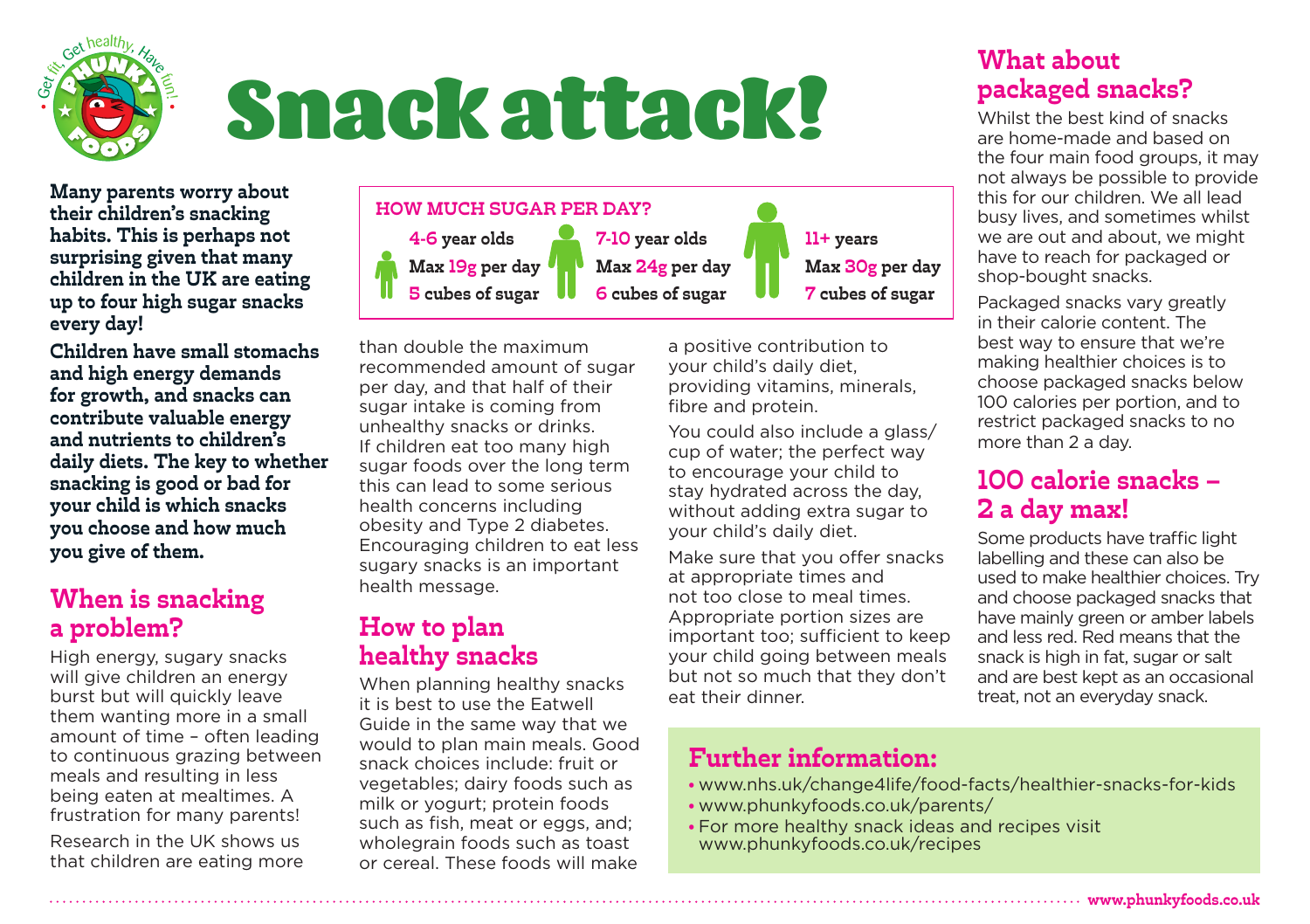# Snack attack!

**Many parents worry about their children's snacking habits. This is perhaps not surprising given that many children in the UK are eating up to four high sugar snacks every day!**

**Children have small stomachs and high energy demands for growth, and snacks can contribute valuable energy and nutrients to children's daily diets. The key to whether snacking is good or bad for your child is which snacks you choose and how much you give of them.**

## When is snacking a problem?

High energy, sugary snacks will give children an energy burst but will quickly leave them wanting more in a small amount of time – often leading to continuous grazing between meals and resulting in less being eaten at mealtimes. A frustration for many parents!

Research in the UK shows us that children are eating more than double the maximum recommended amount of sugar per day, and that half of their sugar intake is coming from unhealthy snacks or drinks. If children eat too many high sugar foods over the long term this can lead to some serious health concerns including obesity and Type 2 diabetes. Encouraging children to eat less sugary snacks is an important health message.

### HOW MUCH SUGAR PER DAY?

| 4-6 year olds | 7-10 year olds | 11+ years |
|---|---|---|
| Max 19g per day | Max 24g per day | Max 30g per day |
| 5 cubes of sugar | 6 cubes of sugar | 7 cubes of sugar |

## How to plan healthy snacks

When planning healthy snacks it is best to use the Eatwell Guide in the same way that we would to plan main meals. Good snack choices include: fruit or vegetables; dairy foods such as milk or yogurt; protein foods such as fish, meat or eggs, and; wholegrain foods such as toast or cereal. These foods will make a positive contribution to your child's daily diet, providing vitamins, minerals, fibre and protein.

You could also include a glass/cup of water; the perfect way to encourage your child to stay hydrated across the day, without adding extra sugar to your child's daily diet.

Make sure that you offer snacks at appropriate times and not too close to meal times. Appropriate portion sizes are important too; sufficient to keep your child going between meals but not so much that they don't eat their dinner.

## What about packaged snacks?

Whilst the best kind of snacks are home-made and based on the four main food groups, it may not always be possible to provide this for our children. We all lead busy lives, and sometimes whilst we are out and about, we might have to reach for packaged or shop-bought snacks.

Packaged snacks vary greatly in their calorie content. The best way to ensure that we're making healthier choices is to choose packaged snacks below 100 calories per portion, and to restrict packaged snacks to no more than 2 a day.

## 100 calorie snacks – 2 a day max!

Some products have traffic light labelling and these can also be used to make healthier choices. Try and choose packaged snacks that have mainly green or amber labels and less red. Red means that the snack is high in fat, sugar or salt and are best kept as an occasional treat, not an everyday snack.

## Further information:

- www.nhs.uk/change4life/food-facts/healthier-snacks-for-kids
- www.phunkyfoods.co.uk/parents/
- For more healthy snack ideas and recipes visit www.phunkyfoods.co.uk/recipes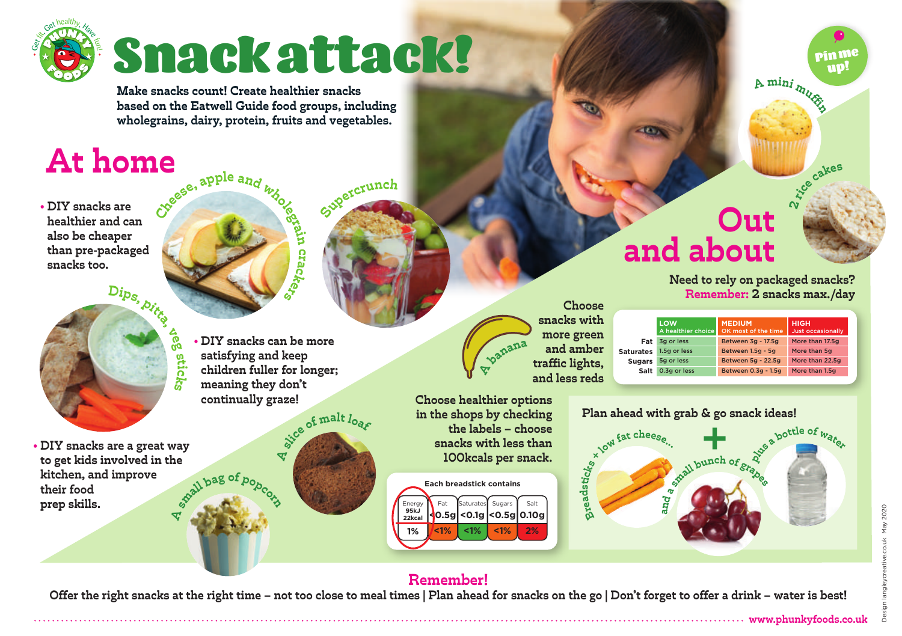# Snack attack!

Make snacks count! Create healthier snacks based on the Eatwell Guide food groups, including wholegrains, dairy, protein, fruits and vegetables.

## At home

- DIY snacks are healthier and can also be cheaper than pre-packaged snacks too.
- DIY snacks can be more satisfying and keep children fuller for longer; meaning they don't continually graze!
- DIY snacks are a great way to get kids involved in the kitchen, and improve their food prep skills.

Cheese, apple and wholegrain crackers

Supercrunch

Dips, pitta, veg sticks

A slice of malt loaf

A small bag of popcorn

A banana

## Out and about

A mini muffin

2 rice cakes

Need to rely on packaged snacks?
**Remember:** 2 snacks max./day

Choose snacks with more green and amber traffic lights, and less reds

| | LOW<br>A healthier choice | MEDIUM<br>OK most of the time | HIGH<br>Just occasionally |
|---|---|---|---|
| Fat | 3g or less | Between 3g - 17.5g | More than 17.5g |
| Saturates | 1.5g or less | Between 1.5g - 5g | More than 5g |
| Sugars | 5g or less | Between 5g - 22.5g | More than 22.5g |
| Salt | 0.3g or less | Between 0.3g - 1.5g | More than 1.5g |

Choose healthier options in the shops by checking the labels – choose snacks with less than 100kcals per snack.

Each breadstick contains

| Energy<br>95kJ<br>22kcal | Fat | Saturates | Sugars | Salt |
|---|---|---|---|---|
| | <0.5g | <0.1g | <0.5g | 0.10g |
| 1% | <1% | <1% | <1% | 2% |

Plan ahead with grab & go snack ideas!

Breadsticks + low fat cheese... + and a small bunch of grapes plus a bottle of water

**Remember!**

Offer the right snacks at the right time – not too close to meal times | Plan ahead for snacks on the go | Don't forget to offer a drink – water is best!

www.phunkyfoods.co.uk

Design langleycreative.co.uk May 2020